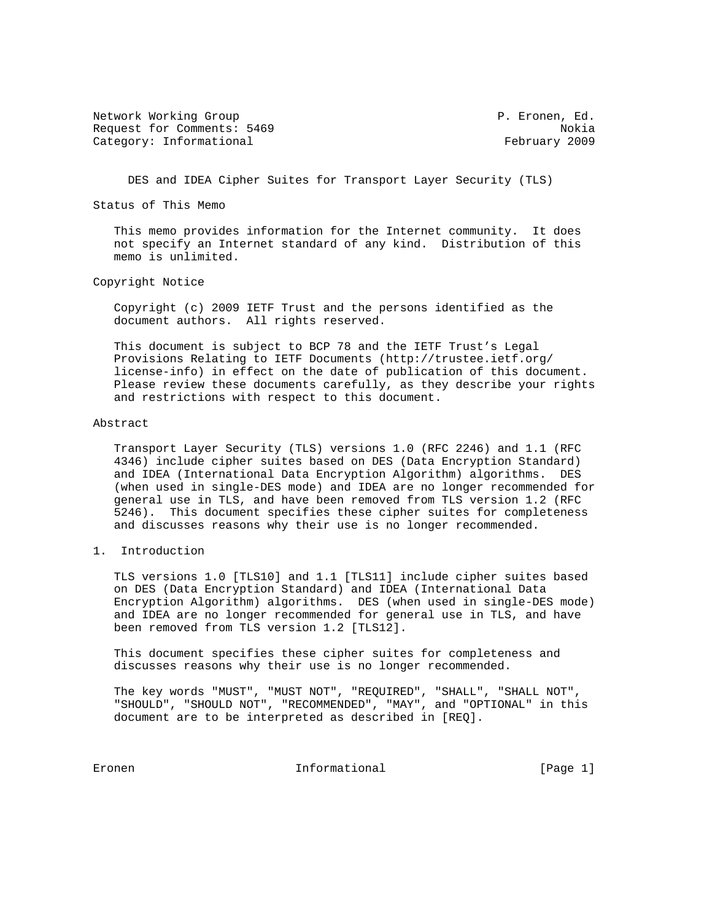Network Working Group P. Eronen, Ed.
Request for Comments: 5469 Nokia
Category: Informational February 2009

# DES and IDEA Cipher Suites for Transport Layer Security (TLS)

## Status of This Memo

This memo provides information for the Internet community. It does not specify an Internet standard of any kind. Distribution of this memo is unlimited.

## Copyright Notice

Copyright (c) 2009 IETF Trust and the persons identified as the document authors. All rights reserved.

This document is subject to BCP 78 and the IETF Trust's Legal Provisions Relating to IETF Documents (http://trustee.ietf.org/license-info) in effect on the date of publication of this document. Please review these documents carefully, as they describe your rights and restrictions with respect to this document.

## Abstract

Transport Layer Security (TLS) versions 1.0 (RFC 2246) and 1.1 (RFC 4346) include cipher suites based on DES (Data Encryption Standard) and IDEA (International Data Encryption Algorithm) algorithms. DES (when used in single-DES mode) and IDEA are no longer recommended for general use in TLS, and have been removed from TLS version 1.2 (RFC 5246). This document specifies these cipher suites for completeness and discusses reasons why their use is no longer recommended.

## 1. Introduction

TLS versions 1.0 [TLS10] and 1.1 [TLS11] include cipher suites based on DES (Data Encryption Standard) and IDEA (International Data Encryption Algorithm) algorithms. DES (when used in single-DES mode) and IDEA are no longer recommended for general use in TLS, and have been removed from TLS version 1.2 [TLS12].

This document specifies these cipher suites for completeness and discusses reasons why their use is no longer recommended.

The key words "MUST", "MUST NOT", "REQUIRED", "SHALL", "SHALL NOT", "SHOULD", "SHOULD NOT", "RECOMMENDED", "MAY", and "OPTIONAL" in this document are to be interpreted as described in [REQ].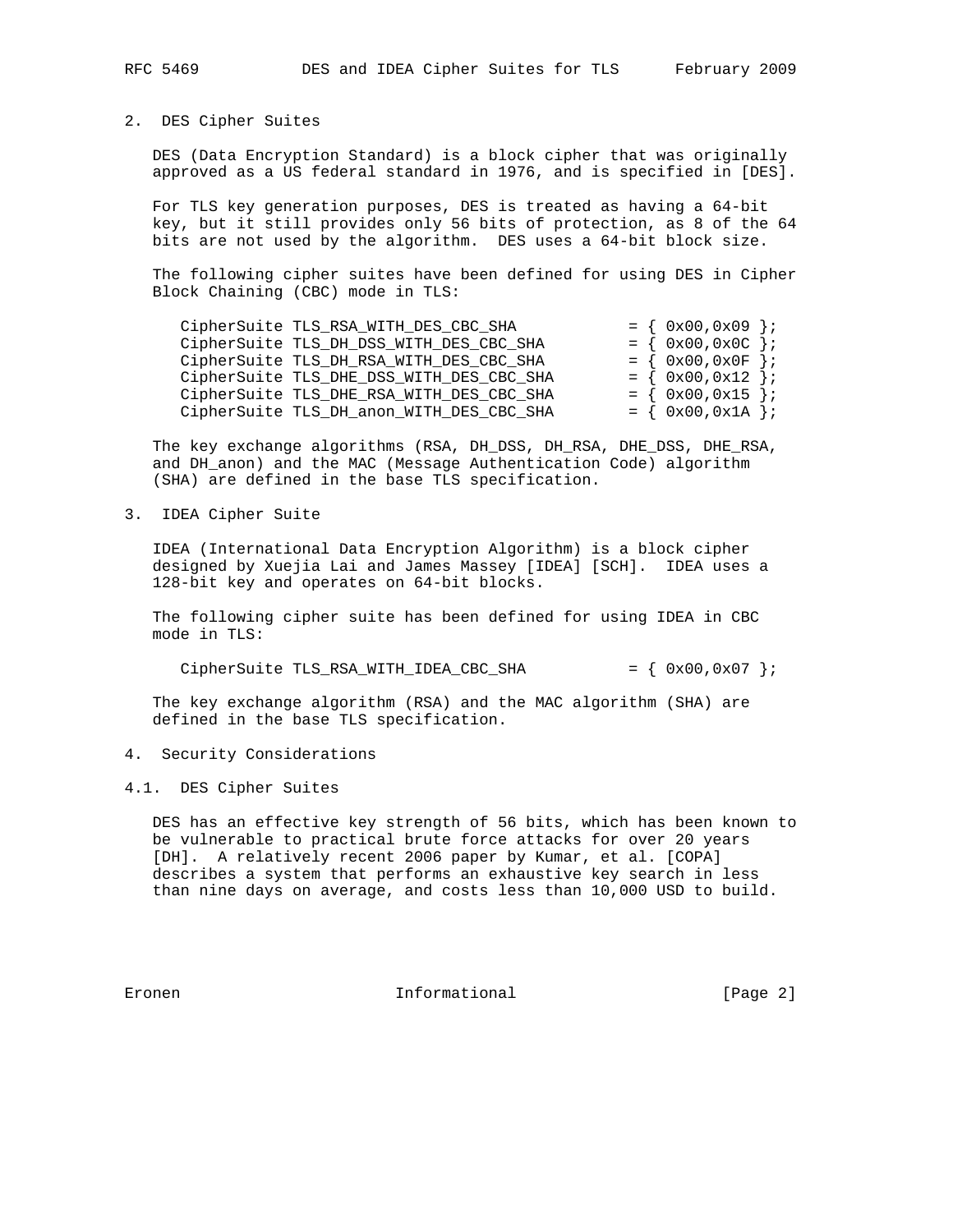## 2. DES Cipher Suites

DES (Data Encryption Standard) is a block cipher that was originally approved as a US federal standard in 1976, and is specified in [DES].

For TLS key generation purposes, DES is treated as having a 64-bit key, but it still provides only 56 bits of protection, as 8 of the 64 bits are not used by the algorithm. DES uses a 64-bit block size.

The following cipher suites have been defined for using DES in Cipher Block Chaining (CBC) mode in TLS:

```
CipherSuite TLS_RSA_WITH_DES_CBC_SHA            = { 0x00,0x09 };
CipherSuite TLS_DH_DSS_WITH_DES_CBC_SHA         = { 0x00,0x0C };
CipherSuite TLS_DH_RSA_WITH_DES_CBC_SHA         = { 0x00,0x0F };
CipherSuite TLS_DHE_DSS_WITH_DES_CBC_SHA        = { 0x00,0x12 };
CipherSuite TLS_DHE_RSA_WITH_DES_CBC_SHA        = { 0x00,0x15 };
CipherSuite TLS_DH_anon_WITH_DES_CBC_SHA        = { 0x00,0x1A };
```

The key exchange algorithms (RSA, DH_DSS, DH_RSA, DHE_DSS, DHE_RSA, and DH_anon) and the MAC (Message Authentication Code) algorithm (SHA) are defined in the base TLS specification.

## 3. IDEA Cipher Suite

IDEA (International Data Encryption Algorithm) is a block cipher designed by Xuejia Lai and James Massey [IDEA] [SCH]. IDEA uses a 128-bit key and operates on 64-bit blocks.

The following cipher suite has been defined for using IDEA in CBC mode in TLS:

```
CipherSuite TLS_RSA_WITH_IDEA_CBC_SHA           = { 0x00,0x07 };
```

The key exchange algorithm (RSA) and the MAC algorithm (SHA) are defined in the base TLS specification.

## 4. Security Considerations

### 4.1. DES Cipher Suites

DES has an effective key strength of 56 bits, which has been known to be vulnerable to practical brute force attacks for over 20 years [DH]. A relatively recent 2006 paper by Kumar, et al. [COPA] describes a system that performs an exhaustive key search in less than nine days on average, and costs less than 10,000 USD to build.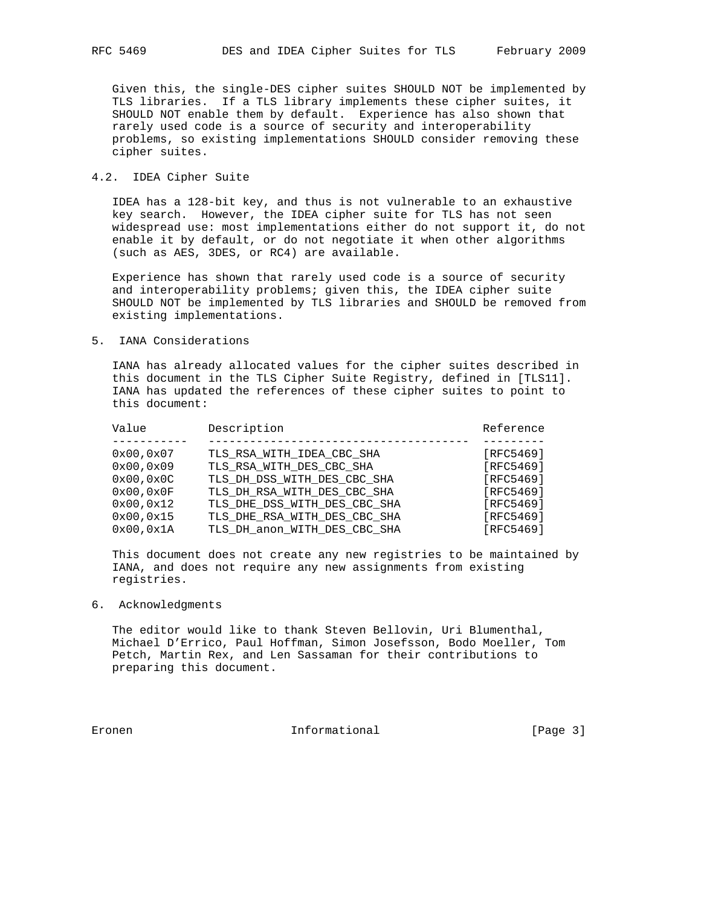Given this, the single-DES cipher suites SHOULD NOT be implemented by TLS libraries. If a TLS library implements these cipher suites, it SHOULD NOT enable them by default. Experience has also shown that rarely used code is a source of security and interoperability problems, so existing implementations SHOULD consider removing these cipher suites.

### 4.2. IDEA Cipher Suite

IDEA has a 128-bit key, and thus is not vulnerable to an exhaustive key search. However, the IDEA cipher suite for TLS has not seen widespread use: most implementations either do not support it, do not enable it by default, or do not negotiate it when other algorithms (such as AES, 3DES, or RC4) are available.

Experience has shown that rarely used code is a source of security and interoperability problems; given this, the IDEA cipher suite SHOULD NOT be implemented by TLS libraries and SHOULD be removed from existing implementations.

## 5. IANA Considerations

IANA has already allocated values for the cipher suites described in this document in the TLS Cipher Suite Registry, defined in [TLS11]. IANA has updated the references of these cipher suites to point to this document:

| Value | Description | Reference |
|---|---|---|
| 0x00,0x07 | TLS_RSA_WITH_IDEA_CBC_SHA | [RFC5469] |
| 0x00,0x09 | TLS_RSA_WITH_DES_CBC_SHA | [RFC5469] |
| 0x00,0x0C | TLS_DH_DSS_WITH_DES_CBC_SHA | [RFC5469] |
| 0x00,0x0F | TLS_DH_RSA_WITH_DES_CBC_SHA | [RFC5469] |
| 0x00,0x12 | TLS_DHE_DSS_WITH_DES_CBC_SHA | [RFC5469] |
| 0x00,0x15 | TLS_DHE_RSA_WITH_DES_CBC_SHA | [RFC5469] |
| 0x00,0x1A | TLS_DH_anon_WITH_DES_CBC_SHA | [RFC5469] |

This document does not create any new registries to be maintained by IANA, and does not require any new assignments from existing registries.

## 6. Acknowledgments

The editor would like to thank Steven Bellovin, Uri Blumenthal, Michael D'Errico, Paul Hoffman, Simon Josefsson, Bodo Moeller, Tom Petch, Martin Rex, and Len Sassaman for their contributions to preparing this document.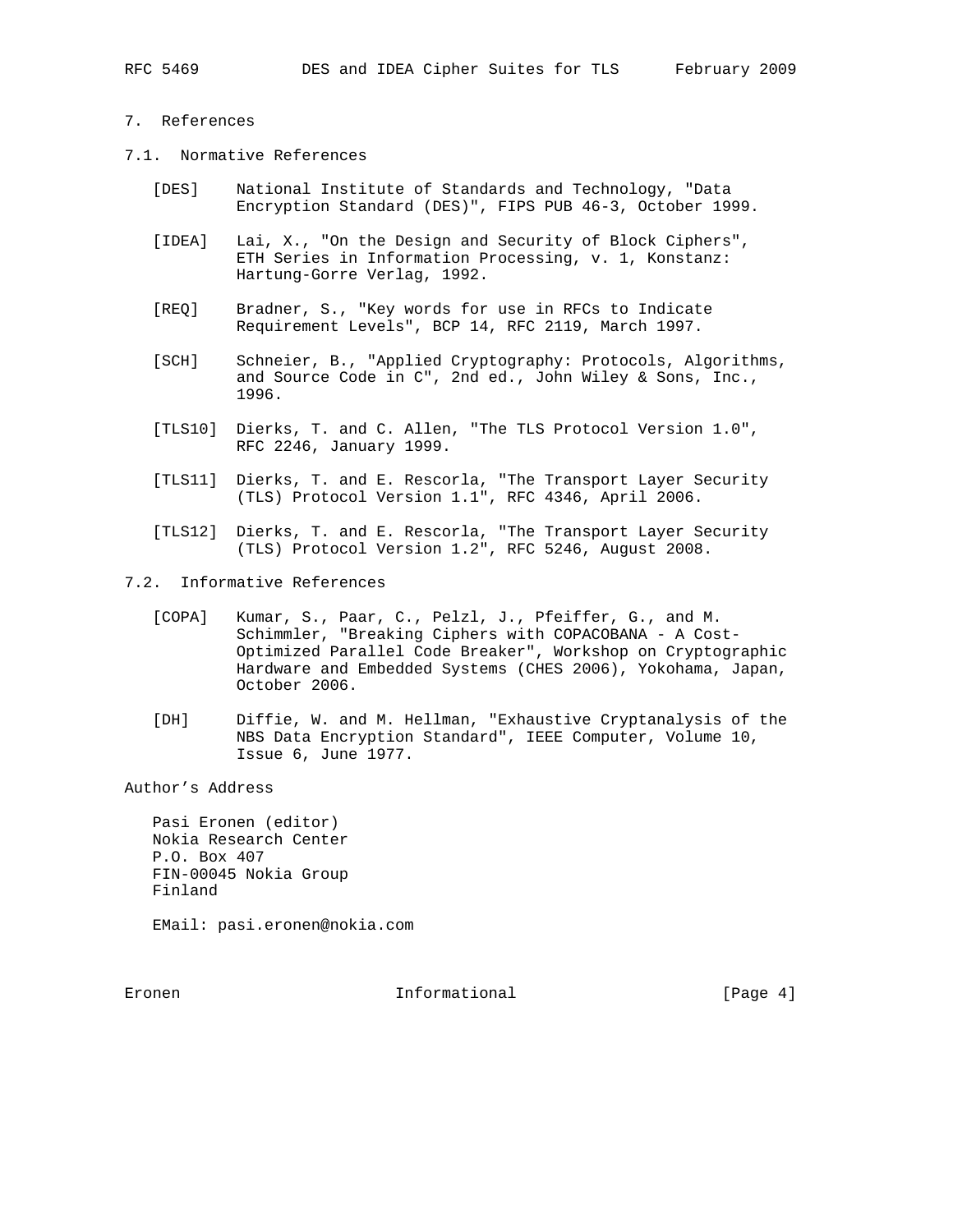## 7. References

### 7.1. Normative References

[DES] National Institute of Standards and Technology, "Data Encryption Standard (DES)", FIPS PUB 46-3, October 1999.

[IDEA] Lai, X., "On the Design and Security of Block Ciphers", ETH Series in Information Processing, v. 1, Konstanz: Hartung-Gorre Verlag, 1992.

[REQ] Bradner, S., "Key words for use in RFCs to Indicate Requirement Levels", BCP 14, RFC 2119, March 1997.

[SCH] Schneier, B., "Applied Cryptography: Protocols, Algorithms, and Source Code in C", 2nd ed., John Wiley & Sons, Inc., 1996.

[TLS10] Dierks, T. and C. Allen, "The TLS Protocol Version 1.0", RFC 2246, January 1999.

[TLS11] Dierks, T. and E. Rescorla, "The Transport Layer Security (TLS) Protocol Version 1.1", RFC 4346, April 2006.

[TLS12] Dierks, T. and E. Rescorla, "The Transport Layer Security (TLS) Protocol Version 1.2", RFC 5246, August 2008.

### 7.2. Informative References

[COPA] Kumar, S., Paar, C., Pelzl, J., Pfeiffer, G., and M. Schimmler, "Breaking Ciphers with COPACOBANA - A Cost-Optimized Parallel Code Breaker", Workshop on Cryptographic Hardware and Embedded Systems (CHES 2006), Yokohama, Japan, October 2006.

[DH] Diffie, W. and M. Hellman, "Exhaustive Cryptanalysis of the NBS Data Encryption Standard", IEEE Computer, Volume 10, Issue 6, June 1977.

## Author's Address

Pasi Eronen (editor)
Nokia Research Center
P.O. Box 407
FIN-00045 Nokia Group
Finland

EMail: pasi.eronen@nokia.com